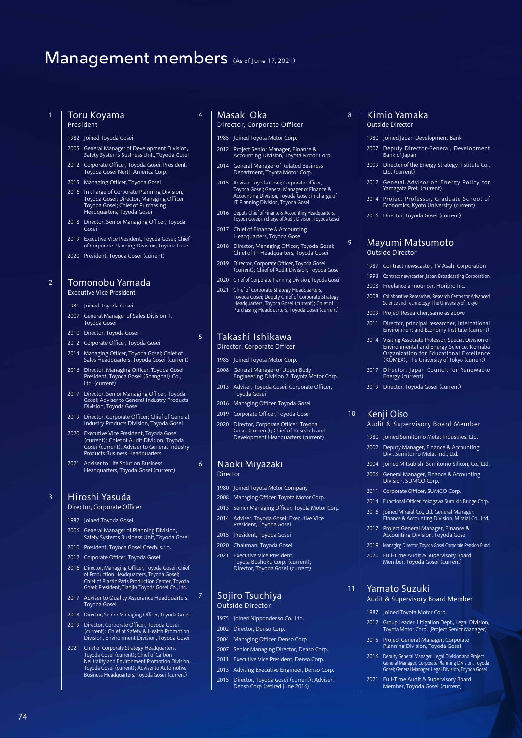# Management members (As of June 17, 2021)

## 1 Toru Koyama
President

- 1982 Joined Toyoda Gosei
- 2005 General Manager of Development Division, Safety Systems Business Unit, Toyoda Gosei
- 2012 Corporate Officer, Toyoda Gosei; President, Toyoda Gosei North America Corp.
- 2015 Managing Officer, Toyoda Gosei
- 2016 In charge of Corporate Planning Division, Toyoda Gosei; Director, Managing Officer Toyoda Gosei; Chief of Purchasing Headquarters, Toyoda Gosei
- 2018 Director, Senior Managing Officer, Toyoda Gosei
- 2019 Executive Vice President, Toyoda Gosei; Chief of Corporate Planning Division, Toyoda Gosei
- 2020 President, Toyoda Gosei (current)

## 2 Tomonobu Yamada
Executive Vice President

- 1981 Joined Toyoda Gosei
- 2007 General Manager of Sales Division 1, Toyoda Gosei
- 2010 Director, Toyoda Gosei
- 2012 Corporate Officer, Toyoda Gosei
- 2014 Managing Officer, Toyoda Gosei; Chief of Sales Headquarters, Toyoda Gosei (current)
- 2016 Director, Managing Officer, Toyoda Gosei; President, Toyoda Gosei (Shanghai) Co., Ltd. (current)
- 2017 Director, Senior Managing Officer, Toyoda Gosei; Adviser to General Industry Products Division, Toyoda Gosei
- 2019 Director, Corporate Officer; Chief of General Industry Products Division, Toyoda Gosei
- 2020 Executive Vice President, Toyoda Gosei (current); Chief of Audit Division, Toyoda Gosei (current); Adviser to General Industry Products Business Headquarters
- 2021 Adviser to Life Solution Business Headquarters, Toyoda Gosei (current)

## 3 Hiroshi Yasuda
Director, Corporate Officer

- 1982 Joined Toyoda Gosei
- 2006 General Manager of Planning Division, Safety Systems Business Unit, Toyoda Gosei
- 2010 President, Toyoda Gosei Czech, s.r.o.
- 2012 Corporate Officer, Toyoda Gosei
- 2016 Director, Managing Officer, Toyoda Gosei; Chief of Production Headquarters, Toyoda Gosei; Chief of Plastic Parts Production Center, Toyoda Gosei; President, Tianjin Toyoda Gosei Co., Ltd.
- 2017 Adviser to Quality Assurance Headquarters, Toyoda Gosei
- 2018 Director, Senior Managing Officer, Toyoda Gosei
- 2019 Director, Corporate Officer, Toyoda Gosei (current); Chief of Safety & Health Promotion Division, Environment Division, Toyoda Gosei
- 2021 Chief of Corporate Strategy Headquarters, Toyoda Gosei (current); Chief of Carbon Neutrality and Environment Promotion Division, Toyoda Gosei (current); Adviser to Automotive Business Headquarters, Toyoda Gosei (current)

## 4 Masaki Oka
Director, Corporate Officer

- 1985 Joined Toyota Motor Corp.
- 2012 Project Senior Manager, Finance & Accounting Division, Toyota Motor Corp.
- 2014 General Manager of Related Business Department, Toyota Motor Corp.
- 2015 Adviser, Toyoda Gosei; Corporate Officer, Toyoda Gosei; General Manager of Finance & Accounting Division, Toyoda Gosei; in charge of IT Planning Division, Toyoda Gosei
- 2016 Deputy Chief of Finance & Accounting Headquarters, Toyoda Gosei; in charge of Audit Division, Toyoda Gosei
- 2017 Chief of Finance & Accounting Headquarters, Toyoda Gosei
- 2018 Director, Managing Officer, Toyoda Gosei; Chief of IT Headquarters, Toyoda Gosei
- 2019 Director, Corporate Officer, Toyoda Gosei (current); Chief of Audit Division, Toyoda Gosei
- 2020 Chief of Corporate Planning Division, Toyoda Gosei
- 2021 Chief of Corporate Strategy Headquarters, Toyoda Gosei; Deputy Chief of Corporate Strategy Headquarters, Toyoda Gosei (current); Chief of Purchasing Headquarters, Toyoda Gosei (current)

## 5 Takashi Ishikawa
Director, Corporate Officer

- 1985 Joined Toyota Motor Corp.
- 2008 General Manager of Upper Body Engineering Division 2, Toyota Motor Corp.
- 2013 Adviser, Toyoda Gosei; Corporate Officer, Toyoda Gosei
- 2016 Managing Officer, Toyoda Gosei
- 2019 Corporate Officer, Toyoda Gosei
- 2020 Director, Corporate Officer, Toyoda Gosei (current); Chief of Research and Development Headquarters (current)

## 6 Naoki Miyazaki
Director

- 1980 Joined Toyota Motor Company
- 2008 Managing Officer, Toyota Motor Corp.
- 2013 Senior Managing Officer, Toyota Motor Corp.
- 2014 Adviser, Toyoda Gosei; Executive Vice President, Toyoda Gosei
- 2015 President, Toyoda Gosei
- 2020 Chairman, Toyoda Gosei
- 2021 Executive Vice President, Toyota Boshoku Corp. (current); Director, Toyoda Gosei (current)

## 7 Sojiro Tsuchiya
Outside Director

- 1975 Joined Nippondenso Co., Ltd.
- 2002 Director, Denso Corp.
- 2004 Managing Officer, Denso Corp.
- 2007 Senior Managing Director, Denso Corp.
- 2011 Executive Vice President, Denso Corp.
- 2013 Advising Executive Engineer, Denso Corp.
- 2015 Director, Toyoda Gosei (current); Adviser, Denso Corp (retired June 2016)

## 8 Kimio Yamaka
Outside Director

- 1980 Joined Japan Development Bank
- 2007 Deputy Director-General, Development Bank of Japan
- 2009 Director of the Energy Strategy Institute Co., Ltd. (current)
- 2012 General Advisor on Energy Policy for Yamagata Pref. (current)
- 2014 Project Professor, Graduate School of Economics, Kyoto University (current)
- 2016 Director, Toyoda Gosei (current)

## 9 Mayumi Matsumoto
Outside Director

- 1987 Contract newscaster, TV Asahi Corporation
- 1993 Contract newscaster, Japan Broadcasting Corporation
- 2003 Freelance announcer, Horipro Inc.
- 2008 Collaborative Researcher, Research Center for Advanced Science and Technology, The University of Tokyo
- 2009 Project Researcher, same as above
- 2011 Director, principal researcher, International Environment and Economy Institute (current)
- 2014 Visiting Associate Professor, Special Division of Environmental and Energy Science, Komaba Organization for Educational Excellence (KOMEX), The University of Tokyo (current)
- 2017 Director, Japan Council for Renewable Energy (current)
- 2019 Director, Toyoda Gosei (current)

## 10 Kenji Oiso
Audit & Supervisory Board Member

- 1980 Joined Sumitomo Metal Industries, Ltd.
- 2002 Deputy Manager, Finance & Accounting Div., Sumitomo Metal Ind., Ltd.
- 2004 Joined Mitsubishi Sumitomo Silicon, Co., Ltd.
- 2006 General Manager, Finance & Accounting Division, SUMCO Corp.
- 2011 Corporate Officer, SUMCO Corp.
- 2014 Functional Officer, Yokogawa Sumikin Bridge Corp.
- 2016 Joined Miraial Co., Ltd. General Manager, Finance & Accounting Division, Miraial Co., Ltd.
- 2017 Project General Manager, Finance & Accounting Division, Toyoda Gosei
- 2019 Managing Director, Toyoda Gosei Corporate Pension Fund
- 2020 Full-Time Audit & Supervisory Board Member, Toyoda Gosei (current)

## 11 Yamato Suzuki
Audit & Supervisory Board Member

- 1987 Joined Toyota Motor Corp.
- 2012 Group Leader, Litigation Dept., Legal Division, Toyota Motor Corp. (Project Senior Manager)
- 2015 Project General Manager, Corporate Planning Division, Toyoda Gosei
- 2016 Deputy General Manager, Legal Division and Project General Manager, Corporate Planning Division, Toyoda Gosei; General Manager, Legal Division, Toyoda Gosei
- 2021 Full-Time Audit & Supervisory Board Member, Toyoda Gosei (current)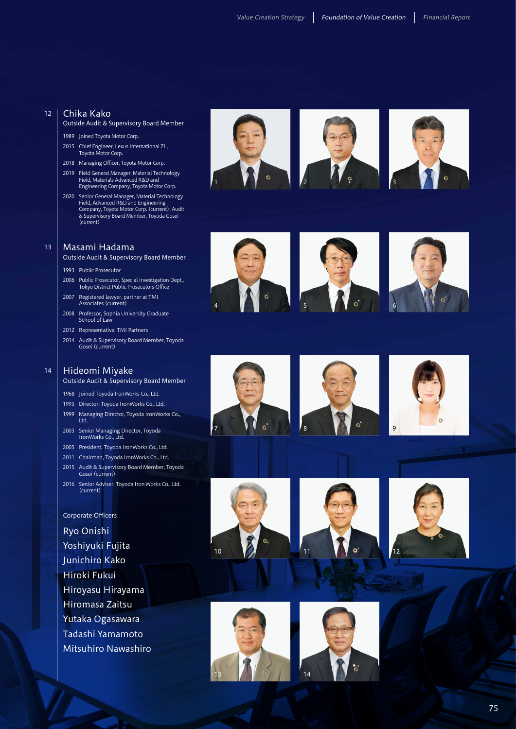## 12 Chika Kako

Outside Audit & Supervisory Board Member

- 1989 Joined Toyota Motor Corp.
- 2015 Chief Engineer, Lexus International ZL, Toyota Motor Corp.
- 2018 Managing Officer, Toyota Motor Corp.
- 2019 Field General Manager, Material Technology Field, Materials Advanced R&D and Engineering Company, Toyota Motor Corp.
- 2020 Senior General Manager, Material Technology Field, Advanced R&D and Engineering Company, Toyota Motor Corp. (current); Audit & Supervisory Board Member, Toyoda Gosei (current)

## 13 Masami Hadama

Outside Audit & Supervisory Board Member

- 1993 Public Prosecutor
- 2006 Public Prosecutor, Special Investigation Dept., Tokyo District Public Prosecutors Office
- 2007 Registered lawyer, partner at TMI Associates (current)
- 2008 Professor, Sophia University Graduate School of Law
- 2012 Representative, TMI Partners
- 2014 Audit & Supervisory Board Member, Toyoda Gosei (current)

## 14 Hideomi Miyake

Outside Audit & Supervisory Board Member

- 1968 Joined Toyoda IronWorks Co., Ltd.
- 1993 Director, Toyoda IronWorks Co., Ltd.
- 1999 Managing Director, Toyoda IronWorks Co., Ltd.
- 2003 Senior Managing Director, Toyoda IronWorks Co., Ltd.
- 2005 President, Toyoda IronWorks Co., Ltd.
- 2011 Chairman, Toyoda IronWorks Co., Ltd.
- 2015 Audit & Supervisory Board Member, Toyoda Gosei (current)
- 2016 Senior Adviser, Toyoda Iron Works Co., Ltd. (current)

### Corporate Officers

Ryo Onishi
Yoshiyuki Fujita
Junichiro Kako
Hiroki Fukui
Hiroyasu Hirayama
Hiromasa Zaitsu
Yutaka Ogasawara
Tadashi Yamamoto
Mitsuhiro Nawashiro

1 2 3 4 5 6 7 8 9 10 11 12 13 14